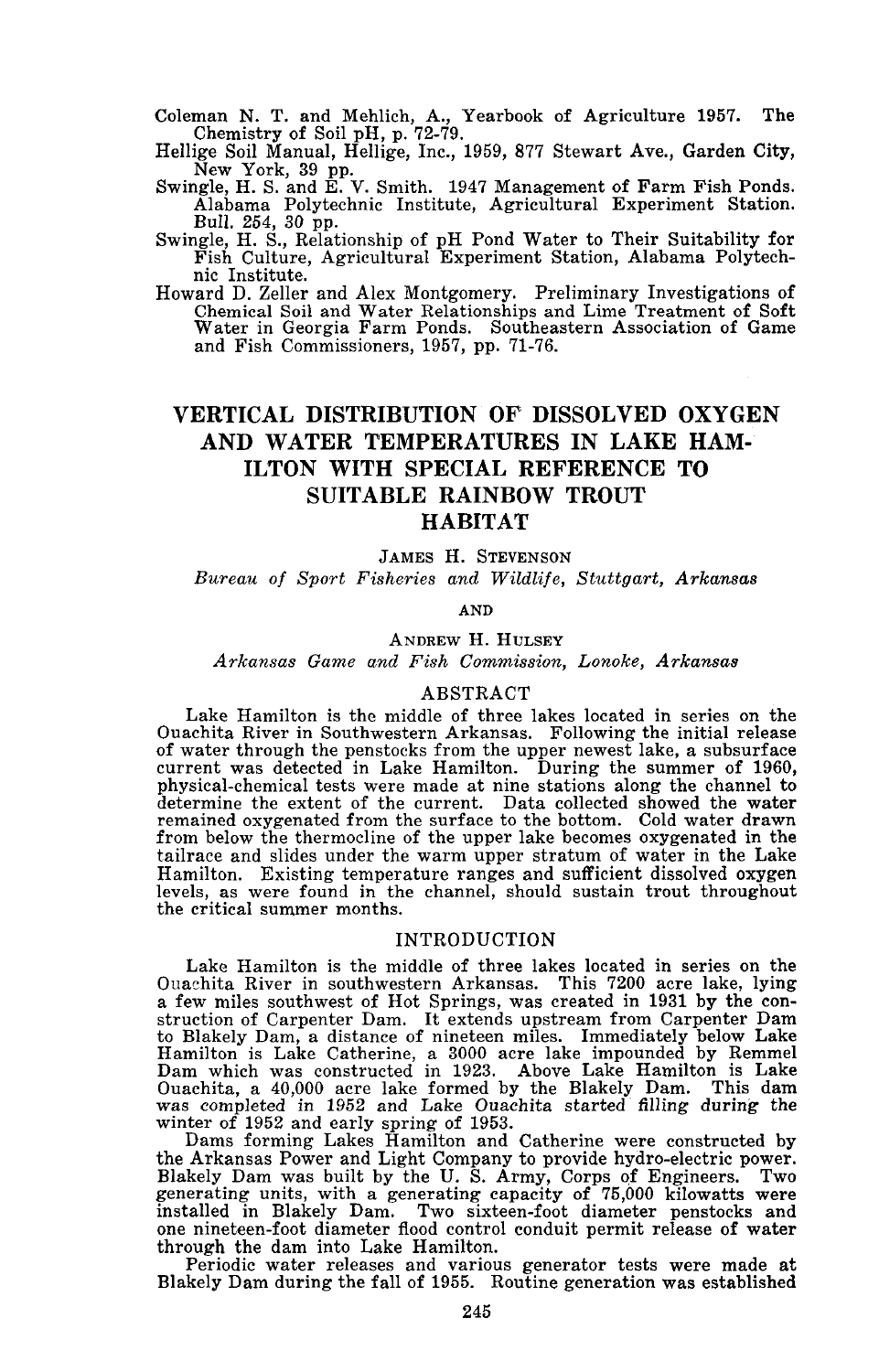Coleman N. T. and Mehlich, A., Yearbook of Agriculture 1957. The Chemistry of Soil pH, p. 72-79.

Hellige Soil Manual, Hellige, Inc., 1959, 877 Stewart Ave., Garden City, New York, 39 pp.

Swingle, H. S. and E. V. Smith. 1947 Management of Farm Fish Ponds. Alabama Polytechnic Institute, Agricultural Experiment Station. Bull. 254, 30 pp.

Swingle, H. S., Relationship of pH Pond Water to Their Suitability for Fish Culture, Agricultural Experiment Station, Alabama Polytechnic Institute.

Howard D. Zeller and Alex Montgomery. Preliminary Investigations of Chemical Soil and Water Relationships and Lime Treatment of Soft Water in Georgia Farm Ponds. Southeastern Association of Game and Fish Commissioners, 1957, pp. 71-76.

# VERTICAL DISTRIBUTION OF DISSOLVED OXYGEN AND WATER TEMPERATURES IN LAKE HAMILTON WITH SPECIAL REFERENCE TO SUITABLE RAINBOW TROUT HABITAT

JAMES H. STEVENSON
*Bureau of Sport Fisheries and Wildlife, Stuttgart, Arkansas*

AND

ANDREW H. HULSEY
*Arkansas Game and Fish Commission, Lonoke, Arkansas*

## ABSTRACT

Lake Hamilton is the middle of three lakes located in series on the Ouachita River in Southwestern Arkansas. Following the initial release of water through the penstocks from the upper newest lake, a subsurface current was detected in Lake Hamilton. During the summer of 1960, physical-chemical tests were made at nine stations along the channel to determine the extent of the current. Data collected showed the water remained oxygenated from the surface to the bottom. Cold water drawn from below the thermocline of the upper lake becomes oxygenated in the tailrace and slides under the warm upper stratum of water in the Lake Hamilton. Existing temperature ranges and sufficient dissolved oxygen levels, as were found in the channel, should sustain trout throughout the critical summer months.

## INTRODUCTION

Lake Hamilton is the middle of three lakes located in series on the Ouachita River in southwestern Arkansas. This 7200 acre lake, lying a few miles southwest of Hot Springs, was created in 1931 by the construction of Carpenter Dam. It extends upstream from Carpenter Dam to Blakely Dam, a distance of nineteen miles. Immediately below Lake Hamilton is Lake Catherine, a 3000 acre lake impounded by Remmel Dam which was constructed in 1923. Above Lake Hamilton is Lake Ouachita, a 40,000 acre lake formed by the Blakely Dam. This dam was completed in 1952 and Lake Ouachita started filling during the winter of 1952 and early spring of 1953.

Dams forming Lakes Hamilton and Catherine were constructed by the Arkansas Power and Light Company to provide hydro-electric power. Blakely Dam was built by the U. S. Army, Corps of Engineers. Two generating units, with a generating capacity of 75,000 kilowatts were installed in Blakely Dam. Two sixteen-foot diameter penstocks and one nineteen-foot diameter flood control conduit permit release of water through the dam into Lake Hamilton.

Periodic water releases and various generator tests were made at Blakely Dam during the fall of 1955. Routine generation was established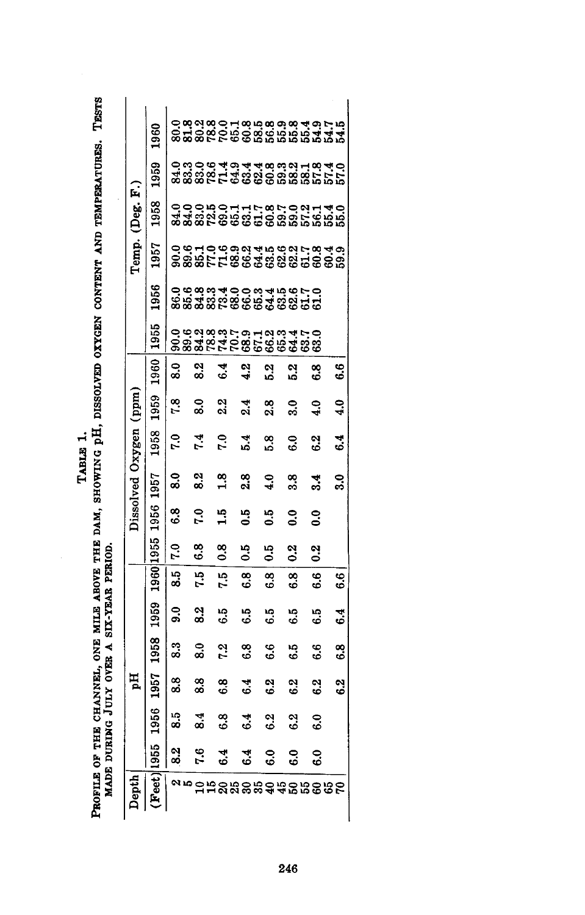TABLE 1.

PROFILE OF THE CHANNEL, ONE MILE ABOVE THE DAM, SHOWING pH, DISSOLVED OXYGEN CONTENT AND TEMPERATURES. TESTS MADE DURING JULY OVER A SIX-YEAR PERIOD.

| Depth | pH | | | | | | Dissolved Oxygen (ppm) | | | | | | Temp. (Deg. F.) | | | | | |
|---|---|---|---|---|---|---|---|---|---|---|---|---|---|---|---|---|---|---|
| (Feet) | 1955 | 1956 | 1957 | 1958 | 1959 | 1960 | 1955 | 1956 | 1957 | 1958 | 1959 | 1960 | 1955 | 1956 | 1957 | 1958 | 1959 | 1960 |
| 2 | 8.2 | 8.5 | 8.8 | 8.3 | 9.0 | 8.5 | 7.0 | 6.8 | 8.0 | 7.0 | 7.8 | 8.0 | 90.0 | 86.0 | 90.0 | 84.0 | 84.0 | 80.0 |
| 5 | | | | | | | | | | | | | 89.6 | 85.6 | 89.6 | 84.0 | 83.3 | 81.8 |
| 10 | 7.6 | 8.4 | 8.8 | 8.0 | 8.2 | 7.5 | 6.8 | 7.0 | 8.2 | 7.4 | 8.0 | 8.2 | 84.2 | 84.8 | 85.1 | 83.0 | 83.0 | 80.2 |
| 15 | | | | | | | | | | | | | 78.8 | 83.3 | 77.0 | 72.5 | 78.6 | 78.8 |
| 20 | 6.4 | 6.8 | 6.8 | 7.2 | 6.5 | 7.5 | 0.8 | 1.5 | 1.8 | 7.0 | 2.2 | 6.4 | 74.3 | 73.4 | 71.6 | 69.0 | 71.4 | 70.0 |
| 25 | | | | | | | | | | | | | 70.7 | 68.0 | 68.9 | 65.1 | 64.9 | 65.1 |
| 30 | 6.4 | 6.4 | 6.4 | 6.8 | 6.5 | 6.8 | 0.5 | 0.5 | 2.8 | 5.4 | 2.4 | 4.2 | 68.9 | 66.0 | 66.2 | 63.1 | 63.4 | 60.8 |
| 35 | | | | | | | | | | | | | 67.1 | 65.3 | 64.4 | 61.7 | 62.4 | 58.5 |
| 40 | 6.0 | 6.2 | 6.2 | 6.6 | 6.5 | 6.8 | 0.5 | 0.5 | 4.0 | 5.8 | 2.8 | 5.2 | 66.2 | 64.4 | 63.5 | 60.8 | 60.8 | 56.8 |
| 45 | | | | | | | | | | | | | 65.3 | 63.5 | 62.6 | 59.7 | 59.3 | 55.9 |
| 50 | 6.0 | 6.2 | 6.2 | 6.5 | 6.5 | 6.8 | 0.2 | 0.0 | 3.8 | 6.0 | 3.0 | 5.2 | 64.4 | 62.6 | 62.2 | 59.0 | 58.2 | 55.8 |
| 55 | | | | | | | | | | | | | 63.7 | 61.7 | 61.7 | 57.2 | 58.1 | 55.4 |
| 60 | 6.0 | 6.0 | 6.2 | 6.6 | 6.5 | 6.6 | 0.2 | 0.0 | 3.4 | 6.2 | 4.0 | 6.8 | 63.0 | 61.0 | 60.8 | 56.1 | 57.8 | 54.9 |
| 65 | | | | | | | | | | | | | | | 60.4 | 55.4 | 57.4 | 54.7 |
| 70 | | | 6.2 | 6.8 | 6.4 | 6.6 | | | 3.0 | 6.4 | 4.0 | 6.6 | | | 59.9 | 55.0 | 57.0 | 54.5 |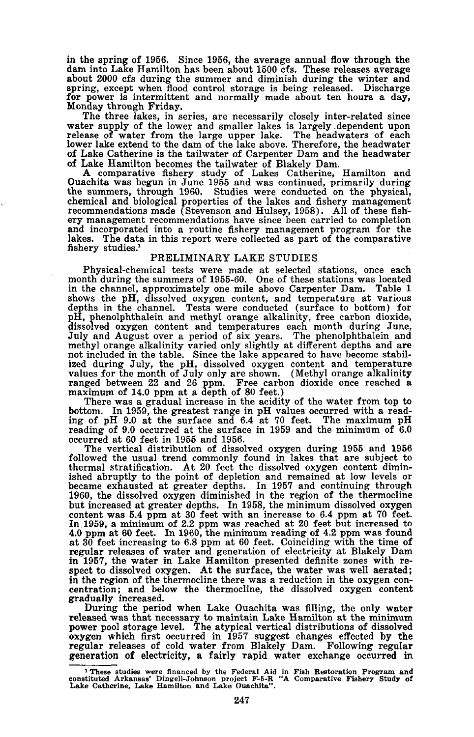in the spring of 1956. Since 1956, the average annual flow through the dam into Lake Hamilton has been about 1500 cfs. These releases average about 2000 cfs during the summer and diminish during the winter and spring, except when flood control storage is being released. Discharge for power is intermittent and normally made about ten hours a day, Monday through Friday.

The three lakes, in series, are necessarily closely inter-related since water supply of the lower and smaller lakes is largely dependent upon release of water from the large upper lake. The headwaters of each lower lake extend to the dam of the lake above. Therefore, the headwater of Lake Catherine is the tailwater of Carpenter Dam and the headwater of Lake Hamilton becomes the tailwater of Blakely Dam.

A comparative fishery study of Lakes Catherine, Hamilton and Ouachita was begun in June 1955 and was continued, primarily during the summers, through 1960. Studies were conducted on the physical, chemical and biological properties of the lakes and fishery management recommendations made (Stevenson and Hulsey, 1958). All of these fishery management recommendations have since been carried to completion and incorporated into a routine fishery management program for the lakes. The data in this report were collected as part of the comparative fishery studies.[1]

## PRELIMINARY LAKE STUDIES

Physical-chemical tests were made at selected stations, once each month during the summers of 1955-60. One of these stations was located in the channel, approximately one mile above Carpenter Dam. Table 1 shows the pH, dissolved oxygen content, and temperature at various depths in the channel. Tests were conducted (surface to bottom) for pH, phenolphthalein and methyl orange alkalinity, free carbon dioxide, dissolved oxygen content and temperatures each month during June, July and August over a period of six years. The phenolphthalein and methyl orange alkalinity varied only slightly at different depths and are not included in the table. Since the lake appeared to have become stabilized during July, the pH, dissolved oxygen content and temperature values for the month of July only are shown. (Methyl orange alkalinity ranged between 22 and 26 ppm. Free carbon dioxide once reached a maximum of 14.0 ppm at a depth of 80 feet.)

There was a gradual increase in the acidity of the water from top to bottom. In 1959, the greatest range in pH values occurred with a reading of pH 9.0 at the surface and 6.4 at 70 feet. The maximum pH reading of 9.0 occurred at the surface in 1959 and the minimum of 6.0 occurred at 60 feet in 1955 and 1956.

The vertical distribution of dissolved oxygen during 1955 and 1956 followed the usual trend commonly found in lakes that are subject to thermal stratification. At 20 feet the dissolved oxygen content diminished abruptly to the point of depletion and remained at low levels or became exhausted at greater depths. In 1957 and continuing through 1960, the dissolved oxygen diminished in the region of the thermocline but increased at greater depths. In 1958, the minimum dissolved oxygen content was 5.4 ppm at 30 feet with an increase to 6.4 ppm at 70 feet. In 1959, a minimum of 2.2 ppm was reached at 20 feet but increased to 4.0 ppm at 60 feet. In 1960, the minimum reading of 4.2 ppm was found at 30 feet increasing to 6.8 ppm at 60 feet. Coinciding with the time of regular releases of water and generation of electricity at Blakely Dam in 1957, the water in Lake Hamilton presented definite zones with respect to dissolved oxygen. At the surface, the water was well aerated; in the region of the thermocline there was a reduction in the oxygen concentration; and below the thermocline, the dissolved oxygen content gradually increased.

During the period when Lake Ouachita was filling, the only water released was that necessary to maintain Lake Hamilton at the minimum power pool storage level. The atypical vertical distributions of dissolved oxygen which first occurred in 1957 suggest changes effected by the regular releases of cold water from Blakely Dam. Following regular generation of electricity, a fairly rapid water exchange occurred in

[1] These studies were financed by the Federal Aid in Fish Restoration Program and constituted Arkansas' Dingell-Johnson project F-5-R "A Comparative Fishery Study of Lake Catherine, Lake Hamilton and Lake Ouachita".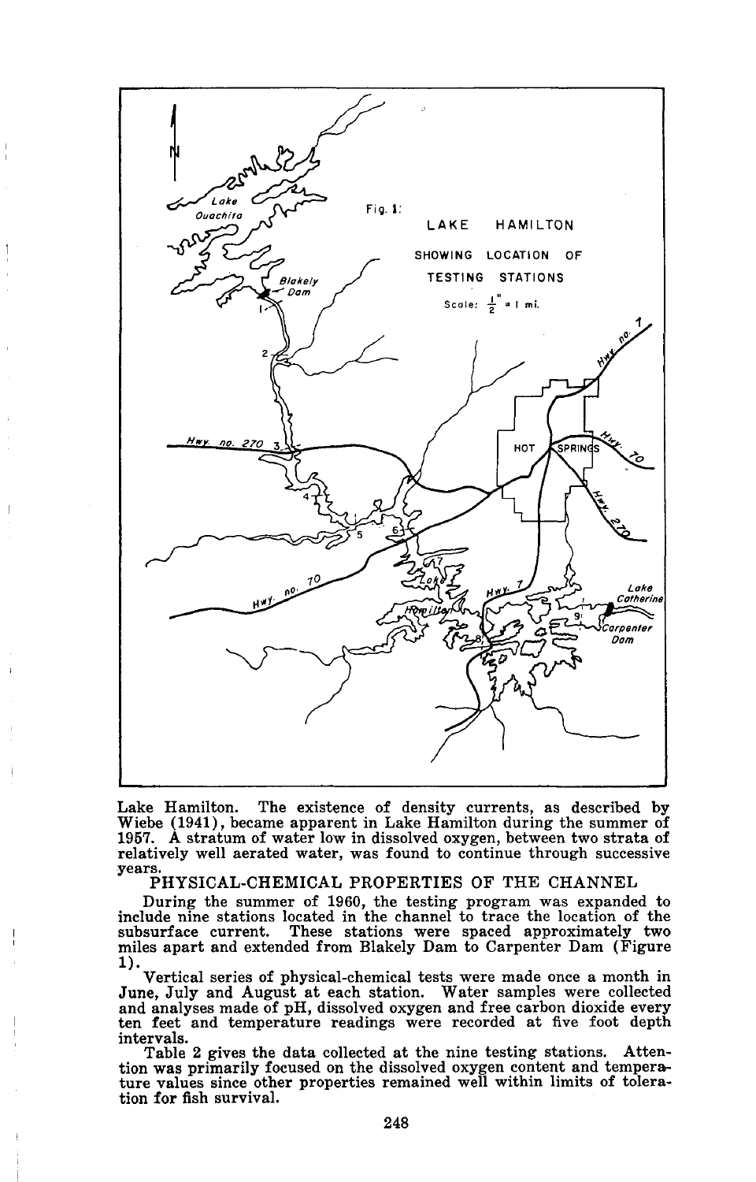Fig. 1: LAKE HAMILTON SHOWING LOCATION OF TESTING STATIONS

Scale: $\frac{1}{2}$" = 1 mi.

Lake Hamilton. The existence of density currents, as described by Wiebe (1941), became apparent in Lake Hamilton during the summer of 1957. A stratum of water low in dissolved oxygen, between two strata of relatively well aerated water, was found to continue through successive years.

## PHYSICAL-CHEMICAL PROPERTIES OF THE CHANNEL

During the summer of 1960, the testing program was expanded to include nine stations located in the channel to trace the location of the subsurface current. These stations were spaced approximately two miles apart and extended from Blakely Dam to Carpenter Dam (Figure 1).

Vertical series of physical-chemical tests were made once a month in June, July and August at each station. Water samples were collected and analyses made of pH, dissolved oxygen and free carbon dioxide every ten feet and temperature readings were recorded at five foot depth intervals.

Table 2 gives the data collected at the nine testing stations. Attention was primarily focused on the dissolved oxygen content and temperature values since other properties remained well within limits of toleration for fish survival.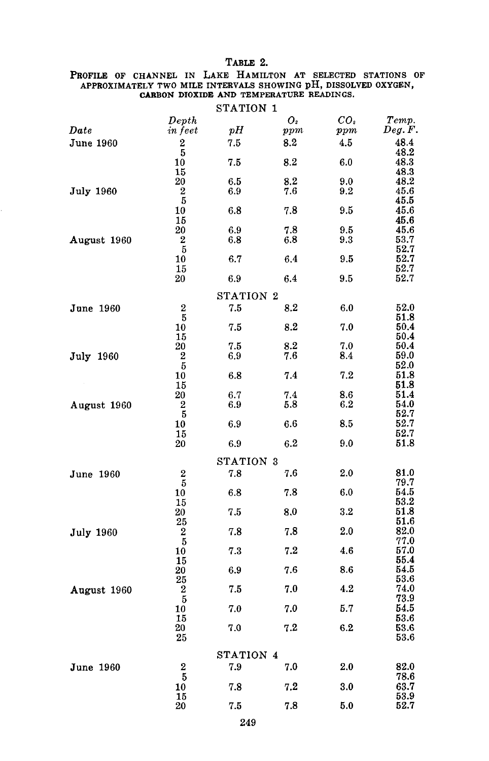# Table 2.

**Profile of channel in Lake Hamilton at selected stations of approximately two mile intervals showing pH, dissolved oxygen, carbon dioxide and temperature readings.**

**STATION 1**

| *Date* | *Depth in feet* | *pH* | $O_2$ *ppm* | $CO_2$ *ppm* | *Temp. Deg. F.* |
|---|---|---|---|---|---|
| June 1960 | 2 | 7.5 | 8.2 | 4.5 | 48.4 |
| | 5 | | | | 48.2 |
| | 10 | 7.5 | 8.2 | 6.0 | 48.3 |
| | 15 | | | | 48.3 |
| | 20 | 6.5 | 8.2 | 9.0 | 48.2 |
| July 1960 | 2 | 6.9 | 7.6 | 9.2 | 45.6 |
| | 5 | | | | 45.5 |
| | 10 | 6.8 | 7.8 | 9.5 | 45.6 |
| | 15 | | | | 45.6 |
| | 20 | 6.9 | 7.8 | 9.5 | 45.6 |
| August 1960 | 2 | 6.8 | 6.8 | 9.3 | 53.7 |
| | 5 | | | | 52.7 |
| | 10 | 6.7 | 6.4 | 9.5 | 52.7 |
| | 15 | | | | 52.7 |
| | 20 | 6.9 | 6.4 | 9.5 | 52.7 |

**STATION 2**

| *Date* | *Depth in feet* | *pH* | $O_2$ *ppm* | $CO_2$ *ppm* | *Temp. Deg. F.* |
|---|---|---|---|---|---|
| June 1960 | 2 | 7.5 | 8.2 | 6.0 | 52.0 |
| | 5 | | | | 51.8 |
| | 10 | 7.5 | 8.2 | 7.0 | 50.4 |
| | 15 | | | | 50.4 |
| | 20 | 7.5 | 8.2 | 7.0 | 50.4 |
| July 1960 | 2 | 6.9 | 7.6 | 8.4 | 59.0 |
| | 5 | | | | 52.0 |
| | 10 | 6.8 | 7.4 | 7.2 | 51.8 |
| | 15 | | | | 51.8 |
| | 20 | 6.7 | 7.4 | 8.6 | 51.4 |
| August 1960 | 2 | 6.9 | 5.8 | 6.2 | 54.0 |
| | 5 | | | | 52.7 |
| | 10 | 6.9 | 6.6 | 8.5 | 52.7 |
| | 15 | | | | 52.7 |
| | 20 | 6.9 | 6.2 | 9.0 | 51.8 |

**STATION 3**

| *Date* | *Depth in feet* | *pH* | $O_2$ *ppm* | $CO_2$ *ppm* | *Temp. Deg. F.* |
|---|---|---|---|---|---|
| June 1960 | 2 | 7.8 | 7.6 | 2.0 | 81.0 |
| | 5 | | | | 79.7 |
| | 10 | 6.8 | 7.8 | 6.0 | 54.5 |
| | 15 | | | | 53.2 |
| | 20 | 7.5 | 8.0 | 3.2 | 51.8 |
| | 25 | | | | 51.6 |
| July 1960 | 2 | 7.8 | 7.8 | 2.0 | 82.0 |
| | 5 | | | | 77.0 |
| | 10 | 7.3 | 7.2 | 4.6 | 57.0 |
| | 15 | | | | 55.4 |
| | 20 | 6.9 | 7.6 | 8.6 | 54.5 |
| | 25 | | | | 53.6 |
| August 1960 | 2 | 7.5 | 7.0 | 4.2 | 74.0 |
| | 5 | | | | 73.9 |
| | 10 | 7.0 | 7.0 | 5.7 | 54.5 |
| | 15 | | | | 53.6 |
| | 20 | 7.0 | 7.2 | 6.2 | 53.6 |
| | 25 | | | | 53.6 |

**STATION 4**

| *Date* | *Depth in feet* | *pH* | $O_2$ *ppm* | $CO_2$ *ppm* | *Temp. Deg. F.* |
|---|---|---|---|---|---|
| June 1960 | 2 | 7.9 | 7.0 | 2.0 | 82.0 |
| | 5 | | | | 78.6 |
| | 10 | 7.8 | 7.2 | 3.0 | 63.7 |
| | 15 | | | | 53.9 |
| | 20 | 7.5 | 7.8 | 5.0 | 52.7 |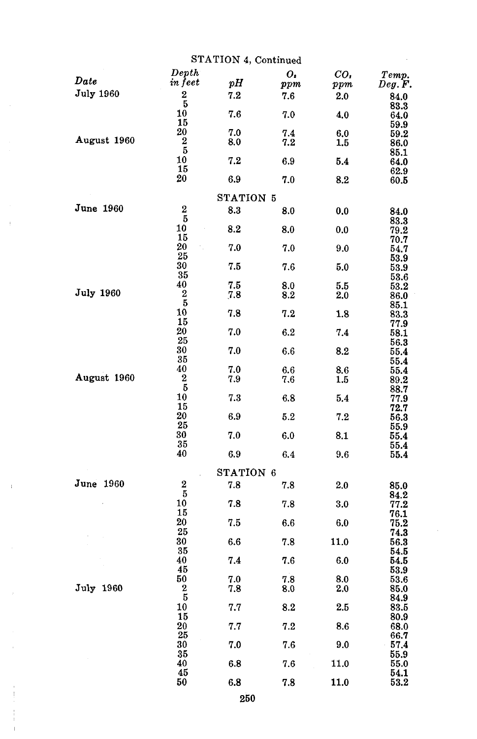STATION 4, Continued

| Date | Depth in feet | pH | $O_2$ ppm | $CO_2$ ppm | Temp. Deg. F. |
|---|---|---|---|---|---|
| July 1960 | 2 | 7.2 | 7.6 | 2.0 | 84.0 |
| | 5 | | | | 83.3 |
| | 10 | 7.6 | 7.0 | 4.0 | 64.0 |
| | 15 | | | | 59.9 |
| | 20 | 7.0 | 7.4 | 6.0 | 59.2 |
| August 1960 | 2 | 8.0 | 7.2 | 1.5 | 86.0 |
| | 5 | | | | 85.1 |
| | 10 | 7.2 | 6.9 | 5.4 | 64.0 |
| | 15 | | | | 62.9 |
| | 20 | 6.9 | 7.0 | 8.2 | 60.5 |

STATION 5

| Date | Depth in feet | pH | $O_2$ ppm | $CO_2$ ppm | Temp. Deg. F. |
|---|---|---|---|---|---|
| June 1960 | 2 | 8.3 | 8.0 | 0.0 | 84.0 |
| | 5 | | | | 83.3 |
| | 10 | 8.2 | 8.0 | 0.0 | 79.2 |
| | 15 | | | | 70.7 |
| | 20 | 7.0 | 7.0 | 9.0 | 54.7 |
| | 25 | | | | 53.9 |
| | 30 | 7.5 | 7.6 | 5.0 | 53.9 |
| | 35 | | | | 53.6 |
| | 40 | 7.5 | 8.0 | 5.5 | 53.2 |
| July 1960 | 2 | 7.8 | 8.2 | 2.0 | 86.0 |
| | 5 | | | | 85.1 |
| | 10 | 7.8 | 7.2 | 1.8 | 83.3 |
| | 15 | | | | 77.9 |
| | 20 | 7.0 | 6.2 | 7.4 | 58.1 |
| | 25 | | | | 56.3 |
| | 30 | 7.0 | 6.6 | 8.2 | 55.4 |
| | 35 | | | | 55.4 |
| | 40 | 7.0 | 6.6 | 8.6 | 55.4 |
| August 1960 | 2 | 7.9 | 7.6 | 1.5 | 89.2 |
| | 5 | | | | 88.7 |
| | 10 | 7.3 | 6.8 | 5.4 | 77.9 |
| | 15 | | | | 72.7 |
| | 20 | 6.9 | 5.2 | 7.2 | 56.3 |
| | 25 | | | | 55.9 |
| | 30 | 7.0 | 6.0 | 8.1 | 55.4 |
| | 35 | | | | 55.4 |
| | 40 | 6.9 | 6.4 | 9.6 | 55.4 |

STATION 6

| Date | Depth in feet | pH | $O_2$ ppm | $CO_2$ ppm | Temp. Deg. F. |
|---|---|---|---|---|---|
| June 1960 | 2 | 7.8 | 7.8 | 2.0 | 85.0 |
| | 5 | | | | 84.2 |
| | 10 | 7.8 | 7.8 | 3.0 | 77.2 |
| | 15 | | | | 76.1 |
| | 20 | 7.5 | 6.6 | 6.0 | 75.2 |
| | 25 | | | | 74.3 |
| | 30 | 6.6 | 7.8 | 11.0 | 56.3 |
| | 35 | | | | 54.5 |
| | 40 | 7.4 | 7.6 | 6.0 | 54.5 |
| | 45 | | | | 53.9 |
| | 50 | 7.0 | 7.8 | 8.0 | 53.6 |
| July 1960 | 2 | 7.8 | 8.0 | 2.0 | 85.0 |
| | 5 | | | | 84.9 |
| | 10 | 7.7 | 8.2 | 2.5 | 83.5 |
| | 15 | | | | 80.9 |
| | 20 | 7.7 | 7.2 | 8.6 | 68.0 |
| | 25 | | | | 66.7 |
| | 30 | 7.0 | 7.6 | 9.0 | 57.4 |
| | 35 | | | | 55.9 |
| | 40 | 6.8 | 7.6 | 11.0 | 55.0 |
| | 45 | | | | 54.1 |
| | 50 | 6.8 | 7.8 | 11.0 | 53.2 |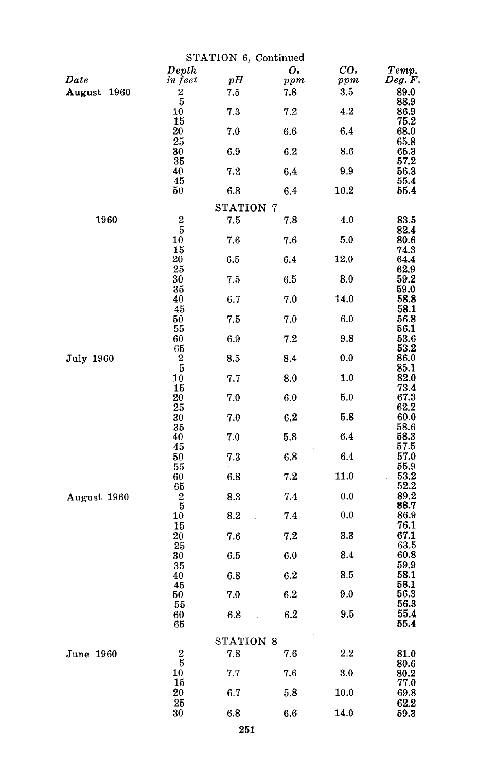STATION 6, Continued

| Date | Depth in feet | pH | $O_2$ ppm | $CO_2$ ppm | Temp. Deg. F. |
|---|---|---|---|---|---|
| August 1960 | 2 | 7.5 | 7.8 | 3.5 | 89.0 |
| | 5 | | | | 88.9 |
| | 10 | 7.3 | 7.2 | 4.2 | 86.9 |
| | 15 | | | | 75.2 |
| | 20 | 7.0 | 6.6 | 6.4 | 68.0 |
| | 25 | | | | 65.8 |
| | 30 | 6.9 | 6.2 | 8.6 | 65.3 |
| | 35 | | | | 57.2 |
| | 40 | 7.2 | 6.4 | 9.9 | 56.3 |
| | 45 | | | | 55.4 |
| | 50 | 6.8 | 6.4 | 10.2 | 55.4 |

STATION 7

| Date | Depth in feet | pH | $O_2$ ppm | $CO_2$ ppm | Temp. Deg. F. |
|---|---|---|---|---|---|
| 1960 | 2 | 7.5 | 7.8 | 4.0 | 83.5 |
| | 5 | | | | 82.4 |
| | 10 | 7.6 | 7.6 | 5.0 | 80.6 |
| | 15 | | | | 74.3 |
| | 20 | 6.5 | 6.4 | 12.0 | 64.4 |
| | 25 | | | | 62.9 |
| | 30 | 7.5 | 6.5 | 8.0 | 59.2 |
| | 35 | | | | 59.0 |
| | 40 | 6.7 | 7.0 | 14.0 | 58.8 |
| | 45 | | | | 58.1 |
| | 50 | 7.5 | 7.0 | 6.0 | 56.8 |
| | 55 | | | | 56.1 |
| | 60 | 6.9 | 7.2 | 9.8 | 53.6 |
| | 65 | | | | 53.2 |
| July 1960 | 2 | 8.5 | 8.4 | 0.0 | 86.0 |
| | 5 | | | | 85.1 |
| | 10 | 7.7 | 8.0 | 1.0 | 82.0 |
| | 15 | | | | 73.4 |
| | 20 | 7.0 | 6.0 | 5.0 | 67.3 |
| | 25 | | | | 62.2 |
| | 30 | 7.0 | 6.2 | 5.8 | 60.0 |
| | 35 | | | | 58.6 |
| | 40 | 7.0 | 5.8 | 6.4 | 58.3 |
| | 45 | | | | 57.5 |
| | 50 | 7.3 | 6.8 | 6.4 | 57.0 |
| | 55 | | | | 55.9 |
| | 60 | 6.8 | 7.2 | 11.0 | 53.2 |
| | 65 | | | | 52.2 |
| August 1960 | 2 | 8.3 | 7.4 | 0.0 | 89.2 |
| | 5 | | | | 88.7 |
| | 10 | 8.2 | 7.4 | 0.0 | 86.9 |
| | 15 | | | | 76.1 |
| | 20 | 7.6 | 7.2 | 3.3 | 67.1 |
| | 25 | | | | 63.5 |
| | 30 | 6.5 | 6.0 | 8.4 | 60.8 |
| | 35 | | | | 59.9 |
| | 40 | 6.8 | 6.2 | 8.5 | 58.1 |
| | 45 | | | | 58.1 |
| | 50 | 7.0 | 6.2 | 9.0 | 56.3 |
| | 55 | | | | 56.3 |
| | 60 | 6.8 | 6.2 | 9.5 | 55.4 |
| | 65 | | | | 55.4 |

STATION 8

| Date | Depth in feet | pH | $O_2$ ppm | $CO_2$ ppm | Temp. Deg. F. |
|---|---|---|---|---|---|
| June 1960 | 2 | 7.8 | 7.6 | 2.2 | 81.0 |
| | 5 | | | | 80.6 |
| | 10 | 7.7 | 7.6 | 3.0 | 80.2 |
| | 15 | | | | 77.0 |
| | 20 | 6.7 | 5.8 | 10.0 | 69.8 |
| | 25 | | | | 62.2 |
| | 30 | 6.8 | 6.6 | 14.0 | 59.3 |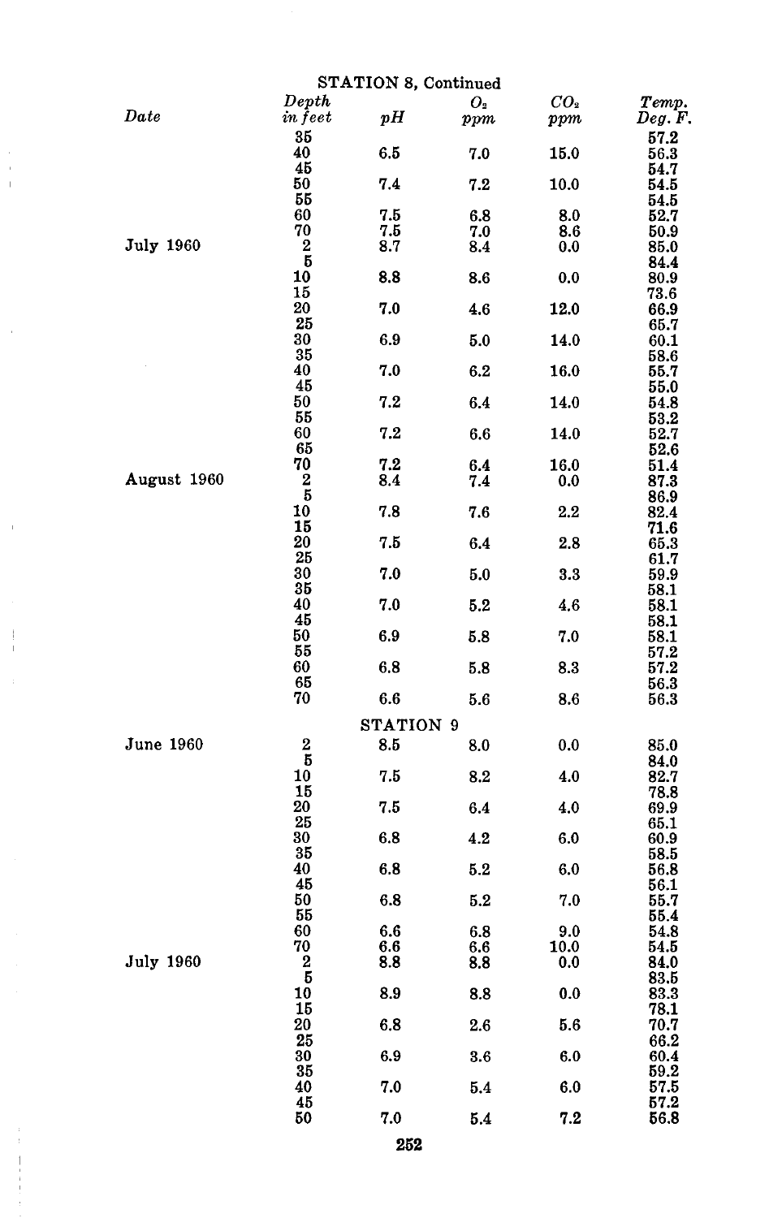STATION 8, Continued

| Date | Depth in feet | pH | $O_2$ ppm | $CO_2$ ppm | Temp. Deg. F. |
|---|---|---|---|---|---|
| | 35 | | | | 57.2 |
| | 40 | 6.5 | 7.0 | 15.0 | 56.3 |
| | 45 | | | | 54.7 |
| | 50 | 7.4 | 7.2 | 10.0 | 54.5 |
| | 55 | | | | 54.5 |
| | 60 | 7.5 | 6.8 | 8.0 | 52.7 |
| | 70 | 7.5 | 7.0 | 8.6 | 50.9 |
| July 1960 | 2 | 8.7 | 8.4 | 0.0 | 85.0 |
| | 5 | | | | 84.4 |
| | 10 | 8.8 | 8.6 | 0.0 | 80.9 |
| | 15 | | | | 73.6 |
| | 20 | 7.0 | 4.6 | 12.0 | 66.9 |
| | 25 | | | | 65.7 |
| | 30 | 6.9 | 5.0 | 14.0 | 60.1 |
| | 35 | | | | 58.6 |
| | 40 | 7.0 | 6.2 | 16.0 | 55.7 |
| | 45 | | | | 55.0 |
| | 50 | 7.2 | 6.4 | 14.0 | 54.8 |
| | 55 | | | | 53.2 |
| | 60 | 7.2 | 6.6 | 14.0 | 52.7 |
| | 65 | | | | 52.6 |
| | 70 | 7.2 | 6.4 | 16.0 | 51.4 |
| August 1960 | 2 | 8.4 | 7.4 | 0.0 | 87.3 |
| | 5 | | | | 86.9 |
| | 10 | 7.8 | 7.6 | 2.2 | 82.4 |
| | 15 | | | | 71.6 |
| | 20 | 7.5 | 6.4 | 2.8 | 65.3 |
| | 25 | | | | 61.7 |
| | 30 | 7.0 | 5.0 | 3.3 | 59.9 |
| | 35 | | | | 58.1 |
| | 40 | 7.0 | 5.2 | 4.6 | 58.1 |
| | 45 | | | | 58.1 |
| | 50 | 6.9 | 5.8 | 7.0 | 58.1 |
| | 55 | | | | 57.2 |
| | 60 | 6.8 | 5.8 | 8.3 | 57.2 |
| | 65 | | | | 56.3 |
| | 70 | 6.6 | 5.6 | 8.6 | 56.3 |

STATION 9

| Date | Depth in feet | pH | $O_2$ ppm | $CO_2$ ppm | Temp. Deg. F. |
|---|---|---|---|---|---|
| June 1960 | 2 | 8.5 | 8.0 | 0.0 | 85.0 |
| | 5 | | | | 84.0 |
| | 10 | 7.5 | 8.2 | 4.0 | 82.7 |
| | 15 | | | | 78.8 |
| | 20 | 7.5 | 6.4 | 4.0 | 69.9 |
| | 25 | | | | 65.1 |
| | 30 | 6.8 | 4.2 | 6.0 | 60.9 |
| | 35 | | | | 58.5 |
| | 40 | 6.8 | 5.2 | 6.0 | 56.8 |
| | 45 | | | | 56.1 |
| | 50 | 6.8 | 5.2 | 7.0 | 55.7 |
| | 55 | | | | 55.4 |
| | 60 | 6.6 | 6.8 | 9.0 | 54.8 |
| | 70 | 6.6 | 6.6 | 10.0 | 54.5 |
| July 1960 | 2 | 8.8 | 8.8 | 0.0 | 84.0 |
| | 5 | | | | 83.5 |
| | 10 | 8.9 | 8.8 | 0.0 | 83.3 |
| | 15 | | | | 78.1 |
| | 20 | 6.8 | 2.6 | 5.6 | 70.7 |
| | 25 | | | | 66.2 |
| | 30 | 6.9 | 3.6 | 6.0 | 60.4 |
| | 35 | | | | 59.2 |
| | 40 | 7.0 | 5.4 | 6.0 | 57.5 |
| | 45 | | | | 57.2 |
| | 50 | 7.0 | 5.4 | 7.2 | 56.8 |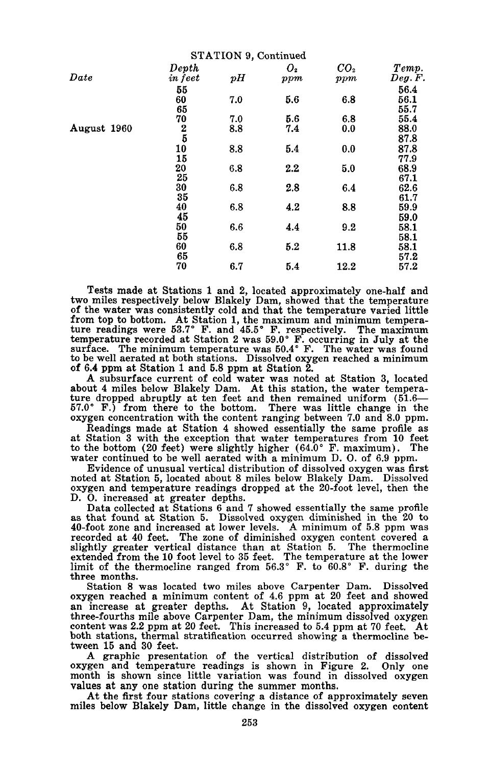STATION 9, Continued

| Date | Depth in feet | pH | $O_2$ ppm | $CO_2$ ppm | Temp. Deg. F. |
|---|---|---|---|---|---|
| | 55 | | | | 56.4 |
| | 60 | 7.0 | 5.6 | 6.8 | 56.1 |
| | 65 | | | | 55.7 |
| | 70 | 7.0 | 5.6 | 6.8 | 55.4 |
| August 1960 | 2 | 8.8 | 7.4 | 0.0 | 88.0 |
| | 5 | | | | 87.8 |
| | 10 | 8.8 | 5.4 | 0.0 | 87.8 |
| | 15 | | | | 77.9 |
| | 20 | 6.8 | 2.2 | 5.0 | 68.9 |
| | 25 | | | | 67.1 |
| | 30 | 6.8 | 2.8 | 6.4 | 62.6 |
| | 35 | | | | 61.7 |
| | 40 | 6.8 | 4.2 | 8.8 | 59.9 |
| | 45 | | | | 59.0 |
| | 50 | 6.6 | 4.4 | 9.2 | 58.1 |
| | 55 | | | | 58.1 |
| | 60 | 6.8 | 5.2 | 11.8 | 58.1 |
| | 65 | | | | 57.2 |
| | 70 | 6.7 | 5.4 | 12.2 | 57.2 |

Tests made at Stations 1 and 2, located approximately one-half and two miles respectively below Blakely Dam, showed that the temperature of the water was consistently cold and that the temperature varied little from top to bottom. At Station 1, the maximum and minimum temperature readings were 53.7° F. and 45.5° F. respectively. The maximum temperature recorded at Station 2 was 59.0° F. occurring in July at the surface. The minimum temperature was 50.4° F. The water was found to be well aerated at both stations. Dissolved oxygen reached a minimum of 6.4 ppm at Station 1 and 5.8 ppm at Station 2.

A subsurface current of cold water was noted at Station 3, located about 4 miles below Blakely Dam. At this station, the water temperature dropped abruptly at ten feet and then remained uniform (51.6—57.0° F.) from there to the bottom. There was little change in the oxygen concentration with the content ranging between 7.0 and 8.0 ppm.

Readings made at Station 4 showed essentially the same profile as at Station 3 with the exception that water temperatures from 10 feet to the bottom (20 feet) were slightly higher (64.0° F. maximum). The water continued to be well aerated with a minimum D. O. of 6.9 ppm.

Evidence of unusual vertical distribution of dissolved oxygen was first noted at Station 5, located about 8 miles below Blakely Dam. Dissolved oxygen and temperature readings dropped at the 20-foot level, then the D. O. increased at greater depths.

Data collected at Stations 6 and 7 showed essentially the same profile as that found at Station 5. Dissolved oxygen diminished in the 20 to 40-foot zone and increased at lower levels. A minimum of 5.8 ppm was recorded at 40 feet. The zone of diminished oxygen content covered a slightly greater vertical distance than at Station 5. The thermocline extended from the 10 foot level to 35 feet. The temperature at the lower limit of the thermocline ranged from 56.3° F. to 60.8° F. during the three months.

Station 8 was located two miles above Carpenter Dam. Dissolved oxygen reached a minimum content of 4.6 ppm at 20 feet and showed an increase at greater depths. At Station 9, located approximately three-fourths mile above Carpenter Dam, the minimum dissolved oxygen content was 2.2 ppm at 20 feet. This increased to 5.4 ppm at 70 feet. At both stations, thermal stratification occurred showing a thermocline between 15 and 30 feet.

A graphic presentation of the vertical distribution of dissolved oxygen and temperature readings is shown in Figure 2. Only one month is shown since little variation was found in dissolved oxygen values at any one station during the summer months.

At the first four stations covering a distance of approximately seven miles below Blakely Dam, little change in the dissolved oxygen content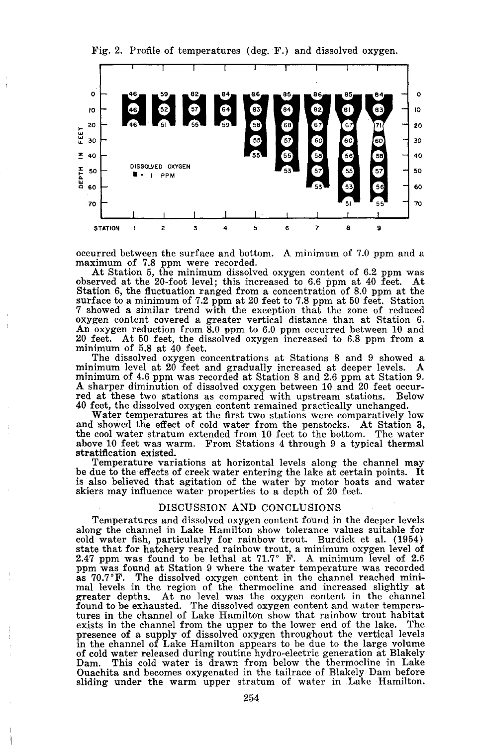Fig. 2. Profile of temperatures (deg. F.) and dissolved oxygen.

occurred between the surface and bottom. A minimum of 7.0 ppm and a maximum of 7.8 ppm were recorded.

At Station 5, the minimum dissolved oxygen content of 6.2 ppm was observed at the 20-foot level; this increased to 6.6 ppm at 40 feet. At Station 6, the fluctuation ranged from a concentration of 8.0 ppm at the surface to a minimum of 7.2 ppm at 20 feet to 7.8 ppm at 50 feet. Station 7 showed a similar trend with the exception that the zone of reduced oxygen content covered a greater vertical distance than at Station 6. An oxygen reduction from 8.0 ppm to 6.0 ppm occurred between 10 and 20 feet. At 50 feet, the dissolved oxygen increased to 6.8 ppm from a minimum of 5.8 at 40 feet.

The dissolved oxygen concentrations at Stations 8 and 9 showed a minimum level at 20 feet and gradually increased at deeper levels. A minimum of 4.6 ppm was recorded at Station 8 and 2.6 ppm at Station 9. A sharper diminution of dissolved oxygen between 10 and 20 feet occurred at these two stations as compared with upstream stations. Below 40 feet, the dissolved oxygen content remained practically unchanged.

Water temperatures at the first two stations were comparatively low and showed the effect of cold water from the penstocks. At Station 3, the cool water stratum extended from 10 feet to the bottom. The water above 10 feet was warm. From Stations 4 through 9 a typical thermal stratification existed.

Temperature variations at horizontal levels along the channel may be due to the effects of creek water entering the lake at certain points. It is also believed that agitation of the water by motor boats and water skiers may influence water properties to a depth of 20 feet.

## DISCUSSION AND CONCLUSIONS

Temperatures and dissolved oxygen content found in the deeper levels along the channel in Lake Hamilton show tolerance values suitable for cold water fish, particularly for rainbow trout. Burdick et al. (1954) state that for hatchery reared rainbow trout, a minimum oxygen level of 2.47 ppm was found to be lethal at 71.7° F. A minimum level of 2.6 ppm was found at Station 9 where the water temperature was recorded as 70.7°F. The dissolved oxygen content in the channel reached minimal levels in the region of the thermocline and increased slightly at greater depths. At no level was the oxygen content in the channel found to be exhausted. The dissolved oxygen content and water temperatures in the channel of Lake Hamilton show that rainbow trout habitat exists in the channel from the upper to the lower end of the lake. The presence of a supply of dissolved oxygen throughout the vertical levels in the channel of Lake Hamilton appears to be due to the large volume of cold water released during routine hydro-electric generation at Blakely Dam. This cold water is drawn from below the thermocline in Lake Ouachita and becomes oxygenated in the tailrace of Blakely Dam before sliding under the warm upper stratum of water in Lake Hamilton.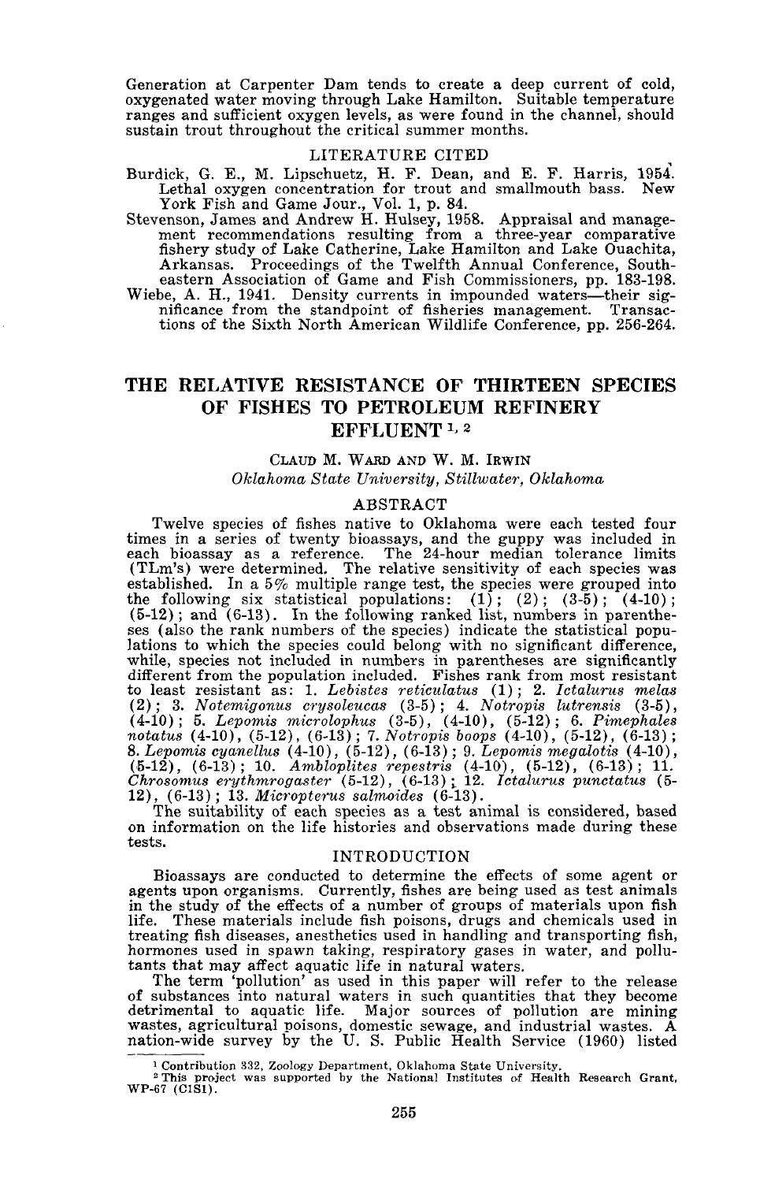Generation at Carpenter Dam tends to create a deep current of cold, oxygenated water moving through Lake Hamilton. Suitable temperature ranges and sufficient oxygen levels, as were found in the channel, should sustain trout throughout the critical summer months.

## LITERATURE CITED

Burdick, G. E., M. Lipschuetz, H. F. Dean, and E. F. Harris, 1954. Lethal oxygen concentration for trout and smallmouth bass. New York Fish and Game Jour., Vol. 1, p. 84.

Stevenson, James and Andrew H. Hulsey, 1958. Appraisal and management recommendations resulting from a three-year comparative fishery study of Lake Catherine, Lake Hamilton and Lake Ouachita, Arkansas. Proceedings of the Twelfth Annual Conference, Southeastern Association of Game and Fish Commissioners, pp. 183-198.

Wiebe, A. H., 1941. Density currents in impounded waters—their significance from the standpoint of fisheries management. Transactions of the Sixth North American Wildlife Conference, pp. 256-264.

# THE RELATIVE RESISTANCE OF THIRTEEN SPECIES OF FISHES TO PETROLEUM REFINERY EFFLUENT [1, 2]

CLAUD M. WARD AND W. M. IRWIN

*Oklahoma State University, Stillwater, Oklahoma*

## ABSTRACT

Twelve species of fishes native to Oklahoma were each tested four times in a series of twenty bioassays, and the guppy was included in each bioassay as a reference. The 24-hour median tolerance limits (TLm's) were determined. The relative sensitivity of each species was established. In a 5% multiple range test, the species were grouped into the following six statistical populations: (1); (2); (3-5); (4-10); (5-12); and (6-13). In the following ranked list, numbers in parentheses (also the rank numbers of the species) indicate the statistical populations to which the species could belong with no significant difference, while, species not included in numbers in parentheses are significantly different from the population included. Fishes rank from most resistant to least resistant as: 1. *Lebistes reticulatus* (1); 2. *Ictalurus melas* (2); 3. *Notemigonus crysoleucas* (3-5); 4. *Notropis lutrensis* (3-5), (4-10); 5. *Lepomis microlophus* (3-5), (4-10), (5-12); 6. *Pimephales notatus* (4-10), (5-12), (6-13); 7. *Notropis boops* (4-10), (5-12), (6-13); 8. *Lepomis cyanellus* (4-10), (5-12), (6-13); 9. *Lepomis megalotis* (4-10), (5-12), (6-13); 10. *Ambloplites repestris* (4-10), (5-12), (6-13); 11. *Chrosomus erythmrogaster* (5-12), (6-13); 12. *Ictalurus punctatus* (5-12), (6-13); 13. *Micropterus salmoides* (6-13).

The suitability of each species as a test animal is considered, based on information on the life histories and observations made during these tests.

## INTRODUCTION

Bioassays are conducted to determine the effects of some agent or agents upon organisms. Currently, fishes are being used as test animals in the study of the effects of a number of groups of materials upon fish life. These materials include fish poisons, drugs and chemicals used in treating fish diseases, anesthetics used in handling and transporting fish, hormones used in spawn taking, respiratory gases in water, and pollutants that may affect aquatic life in natural waters.

The term 'pollution' as used in this paper will refer to the release of substances into natural waters in such quantities that they become detrimental to aquatic life. Major sources of pollution are mining wastes, agricultural poisons, domestic sewage, and industrial wastes. A nation-wide survey by the U. S. Public Health Service (1960) listed

[1] Contribution 332, Zoology Department, Oklahoma State University.

[2] This project was supported by the National Institutes of Health Research Grant, WP-67 (C1S1).